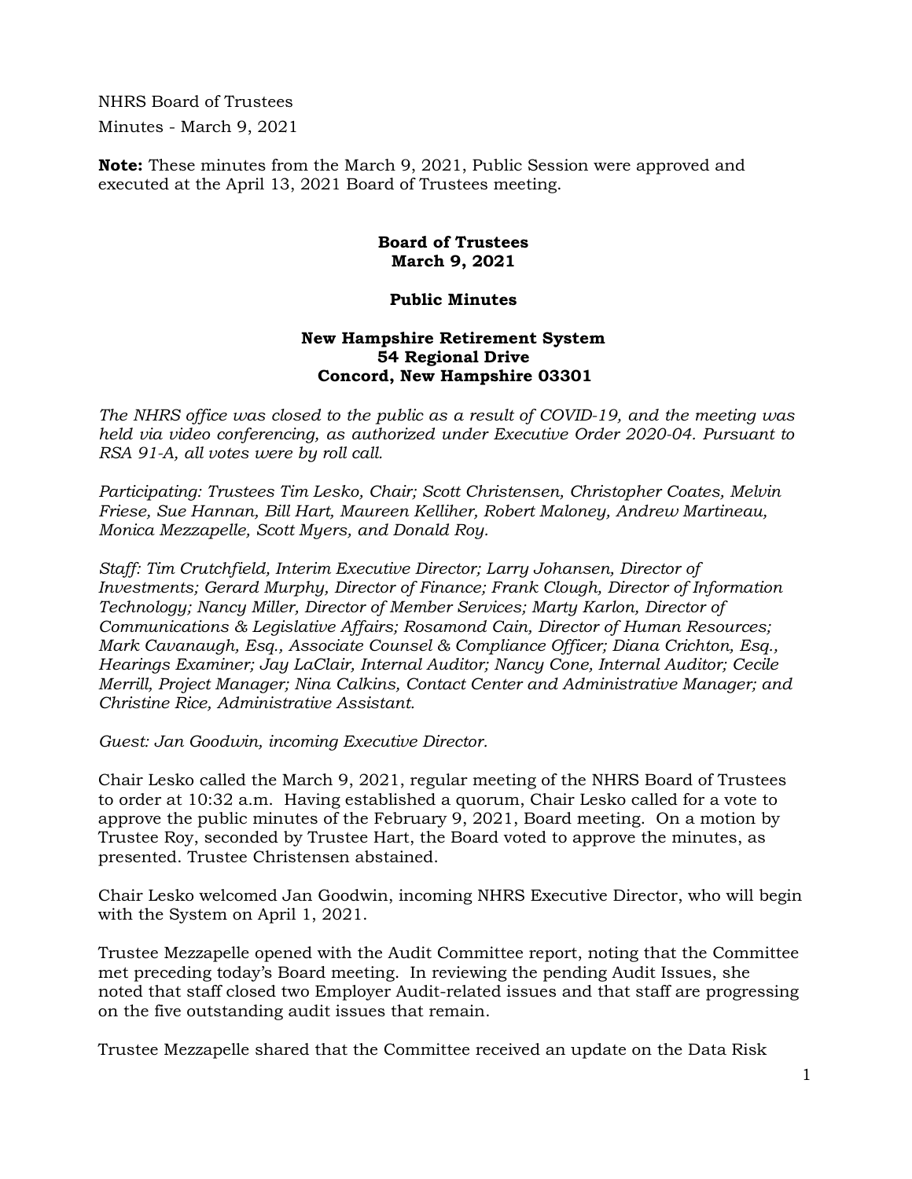NHRS Board of Trustees
Minutes - March 9, 2021

**Note:** These minutes from the March 9, 2021, Public Session were approved and executed at the April 13, 2021 Board of Trustees meeting.

**Board of Trustees**
**March 9, 2021**

**Public Minutes**

**New Hampshire Retirement System**
**54 Regional Drive**
**Concord, New Hampshire 03301**

*The NHRS office was closed to the public as a result of COVID-19, and the meeting was held via video conferencing, as authorized under Executive Order 2020-04. Pursuant to RSA 91-A, all votes were by roll call.*

*Participating: Trustees Tim Lesko, Chair; Scott Christensen, Christopher Coates, Melvin Friese, Sue Hannan, Bill Hart, Maureen Kelliher, Robert Maloney, Andrew Martineau, Monica Mezzapelle, Scott Myers, and Donald Roy.*

*Staff: Tim Crutchfield, Interim Executive Director; Larry Johansen, Director of Investments; Gerard Murphy, Director of Finance; Frank Clough, Director of Information Technology; Nancy Miller, Director of Member Services; Marty Karlon, Director of Communications & Legislative Affairs; Rosamond Cain, Director of Human Resources; Mark Cavanaugh, Esq., Associate Counsel & Compliance Officer; Diana Crichton, Esq., Hearings Examiner; Jay LaClair, Internal Auditor; Nancy Cone, Internal Auditor; Cecile Merrill, Project Manager; Nina Calkins, Contact Center and Administrative Manager; and Christine Rice, Administrative Assistant.*

*Guest: Jan Goodwin, incoming Executive Director.*

Chair Lesko called the March 9, 2021, regular meeting of the NHRS Board of Trustees to order at 10:32 a.m. Having established a quorum, Chair Lesko called for a vote to approve the public minutes of the February 9, 2021, Board meeting. On a motion by Trustee Roy, seconded by Trustee Hart, the Board voted to approve the minutes, as presented. Trustee Christensen abstained.

Chair Lesko welcomed Jan Goodwin, incoming NHRS Executive Director, who will begin with the System on April 1, 2021.

Trustee Mezzapelle opened with the Audit Committee report, noting that the Committee met preceding today's Board meeting. In reviewing the pending Audit Issues, she noted that staff closed two Employer Audit-related issues and that staff are progressing on the five outstanding audit issues that remain.

Trustee Mezzapelle shared that the Committee received an update on the Data Risk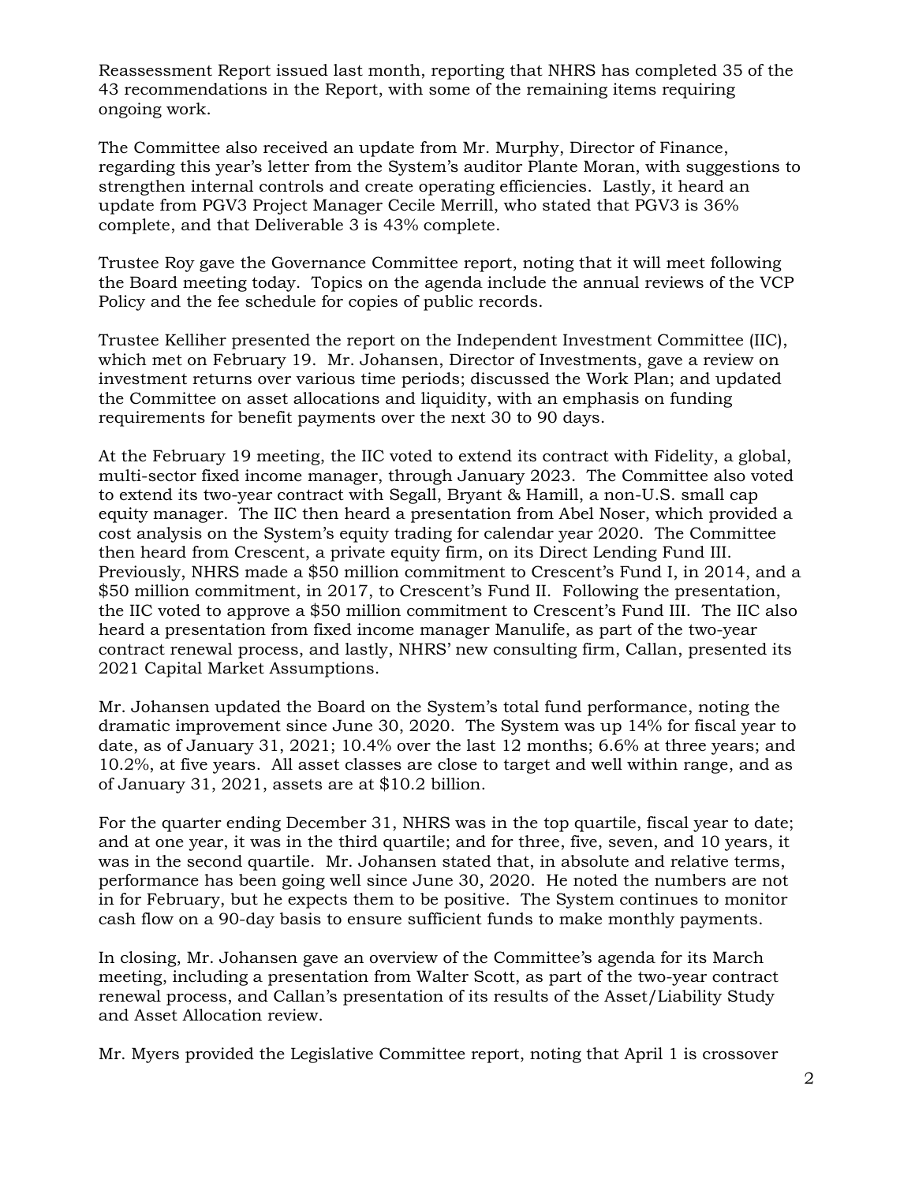Reassessment Report issued last month, reporting that NHRS has completed 35 of the 43 recommendations in the Report, with some of the remaining items requiring ongoing work.

The Committee also received an update from Mr. Murphy, Director of Finance, regarding this year's letter from the System's auditor Plante Moran, with suggestions to strengthen internal controls and create operating efficiencies. Lastly, it heard an update from PGV3 Project Manager Cecile Merrill, who stated that PGV3 is 36% complete, and that Deliverable 3 is 43% complete.

Trustee Roy gave the Governance Committee report, noting that it will meet following the Board meeting today. Topics on the agenda include the annual reviews of the VCP Policy and the fee schedule for copies of public records.

Trustee Kelliher presented the report on the Independent Investment Committee (IIC), which met on February 19. Mr. Johansen, Director of Investments, gave a review on investment returns over various time periods; discussed the Work Plan; and updated the Committee on asset allocations and liquidity, with an emphasis on funding requirements for benefit payments over the next 30 to 90 days.

At the February 19 meeting, the IIC voted to extend its contract with Fidelity, a global, multi-sector fixed income manager, through January 2023. The Committee also voted to extend its two-year contract with Segall, Bryant & Hamill, a non-U.S. small cap equity manager. The IIC then heard a presentation from Abel Noser, which provided a cost analysis on the System's equity trading for calendar year 2020. The Committee then heard from Crescent, a private equity firm, on its Direct Lending Fund III. Previously, NHRS made a $50 million commitment to Crescent's Fund I, in 2014, and a $50 million commitment, in 2017, to Crescent's Fund II. Following the presentation, the IIC voted to approve a $50 million commitment to Crescent's Fund III. The IIC also heard a presentation from fixed income manager Manulife, as part of the two-year contract renewal process, and lastly, NHRS' new consulting firm, Callan, presented its 2021 Capital Market Assumptions.

Mr. Johansen updated the Board on the System's total fund performance, noting the dramatic improvement since June 30, 2020. The System was up 14% for fiscal year to date, as of January 31, 2021; 10.4% over the last 12 months; 6.6% at three years; and 10.2%, at five years. All asset classes are close to target and well within range, and as of January 31, 2021, assets are at $10.2 billion.

For the quarter ending December 31, NHRS was in the top quartile, fiscal year to date; and at one year, it was in the third quartile; and for three, five, seven, and 10 years, it was in the second quartile. Mr. Johansen stated that, in absolute and relative terms, performance has been going well since June 30, 2020. He noted the numbers are not in for February, but he expects them to be positive. The System continues to monitor cash flow on a 90-day basis to ensure sufficient funds to make monthly payments.

In closing, Mr. Johansen gave an overview of the Committee's agenda for its March meeting, including a presentation from Walter Scott, as part of the two-year contract renewal process, and Callan's presentation of its results of the Asset/Liability Study and Asset Allocation review.

Mr. Myers provided the Legislative Committee report, noting that April 1 is crossover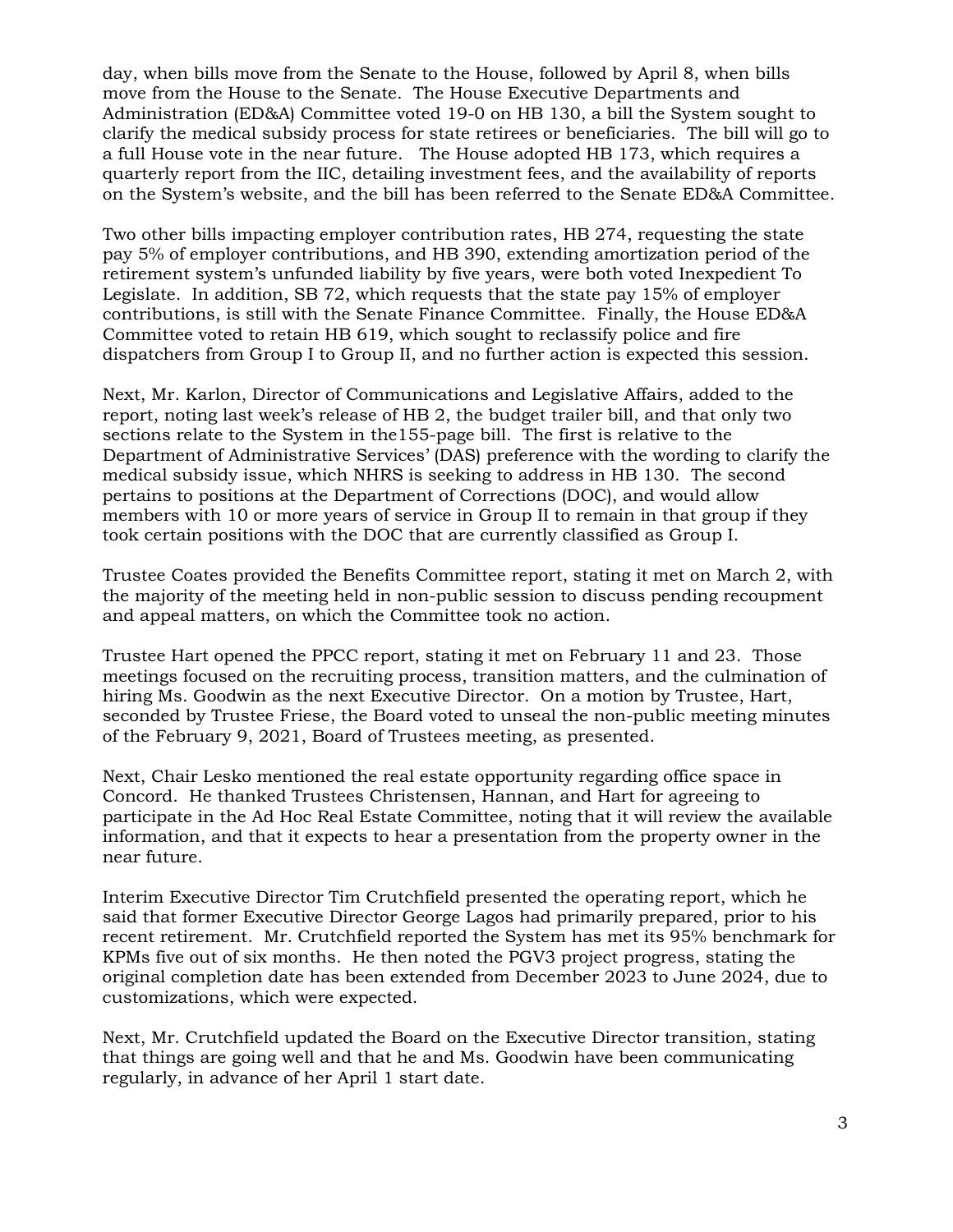day, when bills move from the Senate to the House, followed by April 8, when bills move from the House to the Senate. The House Executive Departments and Administration (ED&A) Committee voted 19-0 on HB 130, a bill the System sought to clarify the medical subsidy process for state retirees or beneficiaries. The bill will go to a full House vote in the near future. The House adopted HB 173, which requires a quarterly report from the IIC, detailing investment fees, and the availability of reports on the System's website, and the bill has been referred to the Senate ED&A Committee.

Two other bills impacting employer contribution rates, HB 274, requesting the state pay 5% of employer contributions, and HB 390, extending amortization period of the retirement system's unfunded liability by five years, were both voted Inexpedient To Legislate. In addition, SB 72, which requests that the state pay 15% of employer contributions, is still with the Senate Finance Committee. Finally, the House ED&A Committee voted to retain HB 619, which sought to reclassify police and fire dispatchers from Group I to Group II, and no further action is expected this session.

Next, Mr. Karlon, Director of Communications and Legislative Affairs, added to the report, noting last week's release of HB 2, the budget trailer bill, and that only two sections relate to the System in the155-page bill. The first is relative to the Department of Administrative Services' (DAS) preference with the wording to clarify the medical subsidy issue, which NHRS is seeking to address in HB 130. The second pertains to positions at the Department of Corrections (DOC), and would allow members with 10 or more years of service in Group II to remain in that group if they took certain positions with the DOC that are currently classified as Group I.

Trustee Coates provided the Benefits Committee report, stating it met on March 2, with the majority of the meeting held in non-public session to discuss pending recoupment and appeal matters, on which the Committee took no action.

Trustee Hart opened the PPCC report, stating it met on February 11 and 23. Those meetings focused on the recruiting process, transition matters, and the culmination of hiring Ms. Goodwin as the next Executive Director. On a motion by Trustee, Hart, seconded by Trustee Friese, the Board voted to unseal the non-public meeting minutes of the February 9, 2021, Board of Trustees meeting, as presented.

Next, Chair Lesko mentioned the real estate opportunity regarding office space in Concord. He thanked Trustees Christensen, Hannan, and Hart for agreeing to participate in the Ad Hoc Real Estate Committee, noting that it will review the available information, and that it expects to hear a presentation from the property owner in the near future.

Interim Executive Director Tim Crutchfield presented the operating report, which he said that former Executive Director George Lagos had primarily prepared, prior to his recent retirement. Mr. Crutchfield reported the System has met its 95% benchmark for KPMs five out of six months. He then noted the PGV3 project progress, stating the original completion date has been extended from December 2023 to June 2024, due to customizations, which were expected.

Next, Mr. Crutchfield updated the Board on the Executive Director transition, stating that things are going well and that he and Ms. Goodwin have been communicating regularly, in advance of her April 1 start date.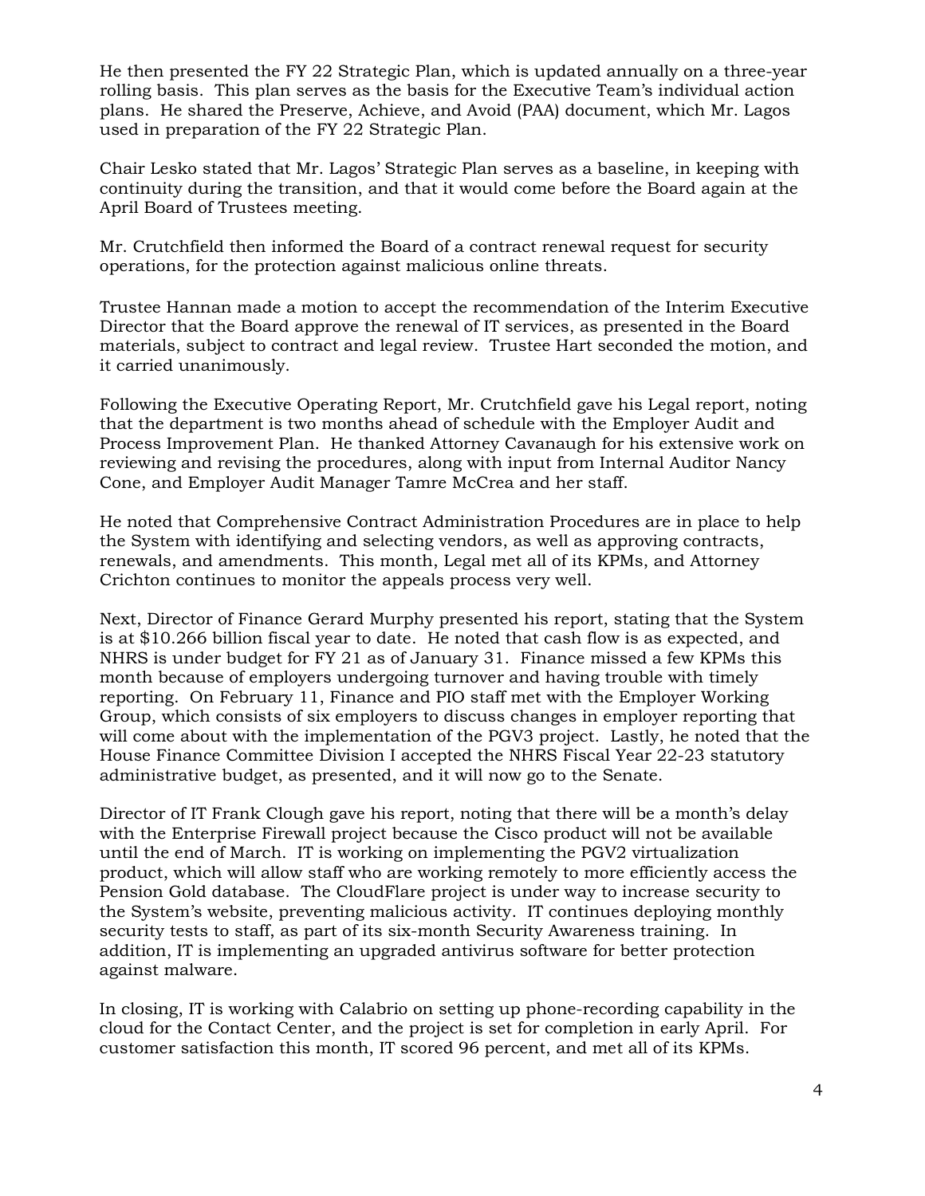He then presented the FY 22 Strategic Plan, which is updated annually on a three-year rolling basis. This plan serves as the basis for the Executive Team's individual action plans. He shared the Preserve, Achieve, and Avoid (PAA) document, which Mr. Lagos used in preparation of the FY 22 Strategic Plan.

Chair Lesko stated that Mr. Lagos' Strategic Plan serves as a baseline, in keeping with continuity during the transition, and that it would come before the Board again at the April Board of Trustees meeting.

Mr. Crutchfield then informed the Board of a contract renewal request for security operations, for the protection against malicious online threats.

Trustee Hannan made a motion to accept the recommendation of the Interim Executive Director that the Board approve the renewal of IT services, as presented in the Board materials, subject to contract and legal review. Trustee Hart seconded the motion, and it carried unanimously.

Following the Executive Operating Report, Mr. Crutchfield gave his Legal report, noting that the department is two months ahead of schedule with the Employer Audit and Process Improvement Plan. He thanked Attorney Cavanaugh for his extensive work on reviewing and revising the procedures, along with input from Internal Auditor Nancy Cone, and Employer Audit Manager Tamre McCrea and her staff.

He noted that Comprehensive Contract Administration Procedures are in place to help the System with identifying and selecting vendors, as well as approving contracts, renewals, and amendments. This month, Legal met all of its KPMs, and Attorney Crichton continues to monitor the appeals process very well.

Next, Director of Finance Gerard Murphy presented his report, stating that the System is at $10.266 billion fiscal year to date. He noted that cash flow is as expected, and NHRS is under budget for FY 21 as of January 31. Finance missed a few KPMs this month because of employers undergoing turnover and having trouble with timely reporting. On February 11, Finance and PIO staff met with the Employer Working Group, which consists of six employers to discuss changes in employer reporting that will come about with the implementation of the PGV3 project. Lastly, he noted that the House Finance Committee Division I accepted the NHRS Fiscal Year 22-23 statutory administrative budget, as presented, and it will now go to the Senate.

Director of IT Frank Clough gave his report, noting that there will be a month's delay with the Enterprise Firewall project because the Cisco product will not be available until the end of March. IT is working on implementing the PGV2 virtualization product, which will allow staff who are working remotely to more efficiently access the Pension Gold database. The CloudFlare project is under way to increase security to the System's website, preventing malicious activity. IT continues deploying monthly security tests to staff, as part of its six-month Security Awareness training. In addition, IT is implementing an upgraded antivirus software for better protection against malware.

In closing, IT is working with Calabrio on setting up phone-recording capability in the cloud for the Contact Center, and the project is set for completion in early April. For customer satisfaction this month, IT scored 96 percent, and met all of its KPMs.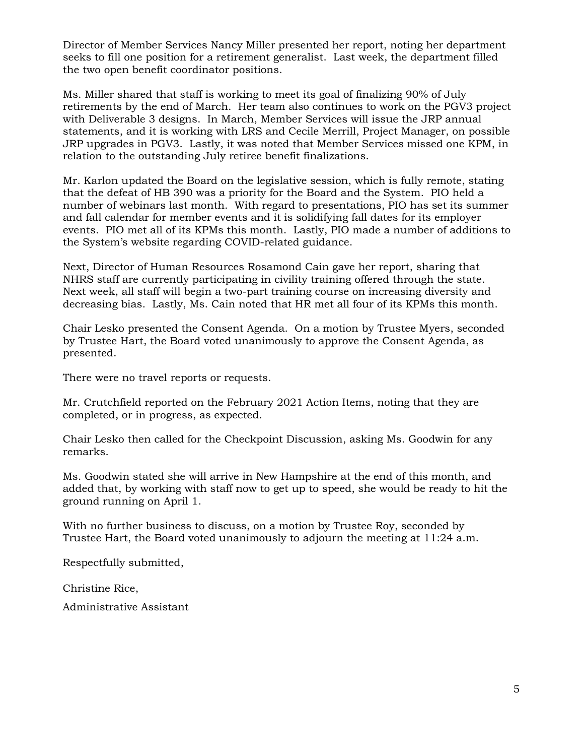Director of Member Services Nancy Miller presented her report, noting her department seeks to fill one position for a retirement generalist. Last week, the department filled the two open benefit coordinator positions.

Ms. Miller shared that staff is working to meet its goal of finalizing 90% of July retirements by the end of March. Her team also continues to work on the PGV3 project with Deliverable 3 designs. In March, Member Services will issue the JRP annual statements, and it is working with LRS and Cecile Merrill, Project Manager, on possible JRP upgrades in PGV3. Lastly, it was noted that Member Services missed one KPM, in relation to the outstanding July retiree benefit finalizations.

Mr. Karlon updated the Board on the legislative session, which is fully remote, stating that the defeat of HB 390 was a priority for the Board and the System. PIO held a number of webinars last month. With regard to presentations, PIO has set its summer and fall calendar for member events and it is solidifying fall dates for its employer events. PIO met all of its KPMs this month. Lastly, PIO made a number of additions to the System's website regarding COVID-related guidance.

Next, Director of Human Resources Rosamond Cain gave her report, sharing that NHRS staff are currently participating in civility training offered through the state. Next week, all staff will begin a two-part training course on increasing diversity and decreasing bias. Lastly, Ms. Cain noted that HR met all four of its KPMs this month.

Chair Lesko presented the Consent Agenda. On a motion by Trustee Myers, seconded by Trustee Hart, the Board voted unanimously to approve the Consent Agenda, as presented.

There were no travel reports or requests.

Mr. Crutchfield reported on the February 2021 Action Items, noting that they are completed, or in progress, as expected.

Chair Lesko then called for the Checkpoint Discussion, asking Ms. Goodwin for any remarks.

Ms. Goodwin stated she will arrive in New Hampshire at the end of this month, and added that, by working with staff now to get up to speed, she would be ready to hit the ground running on April 1.

With no further business to discuss, on a motion by Trustee Roy, seconded by Trustee Hart, the Board voted unanimously to adjourn the meeting at 11:24 a.m.

Respectfully submitted,

Christine Rice,

Administrative Assistant